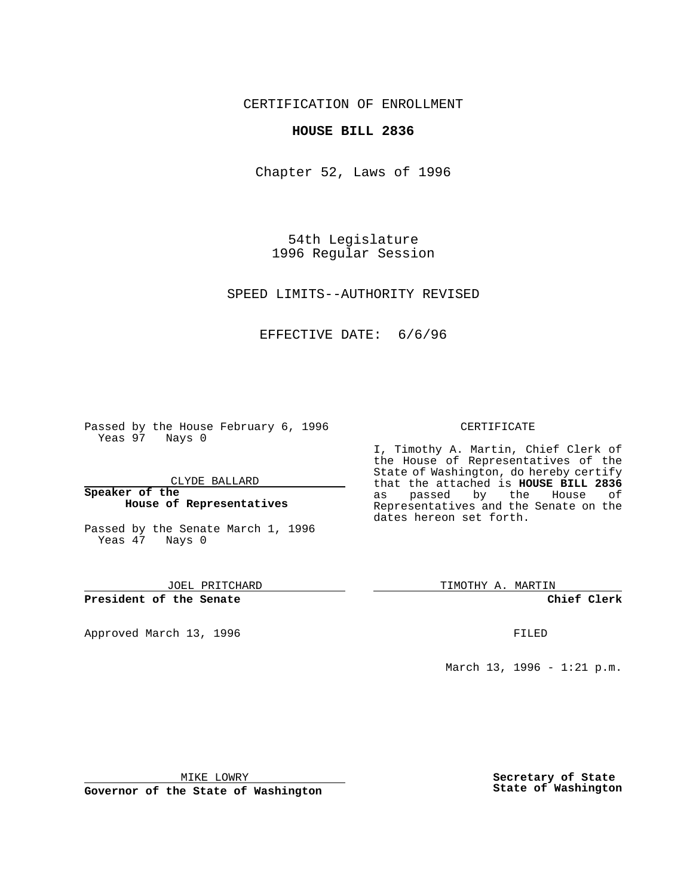CERTIFICATION OF ENROLLMENT

**HOUSE BILL 2836**

Chapter 52, Laws of 1996

54th Legislature
1996 Regular Session

SPEED LIMITS--AUTHORITY REVISED

EFFECTIVE DATE: 6/6/96

Passed by the House February 6, 1996
Yeas 97 Nays 0

CLYDE BALLARD

**Speaker of the House of Representatives**

Passed by the Senate March 1, 1996
Yeas 47 Nays 0

JOEL PRITCHARD

**President of the Senate**

Approved March 13, 1996

MIKE LOWRY

**Governor of the State of Washington**

CERTIFICATE

I, Timothy A. Martin, Chief Clerk of the House of Representatives of the State of Washington, do hereby certify that the attached is **HOUSE BILL 2836** as passed by the House of Representatives and the Senate on the dates hereon set forth.

TIMOTHY A. MARTIN

**Chief Clerk**

FILED

March 13, 1996 - 1:21 p.m.

**Secretary of State**
**State of Washington**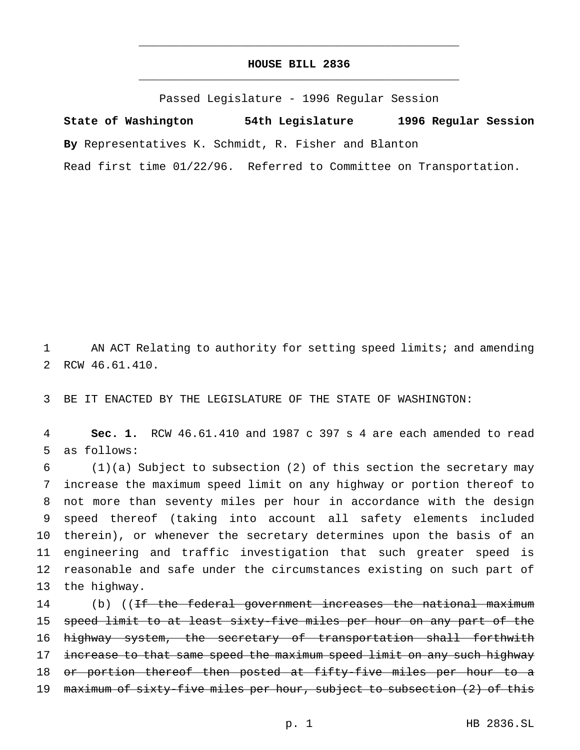## HOUSE BILL 2836

Passed Legislature - 1996 Regular Session

**State of Washington 54th Legislature 1996 Regular Session**

**By** Representatives K. Schmidt, R. Fisher and Blanton

Read first time 01/22/96. Referred to Committee on Transportation.

AN ACT Relating to authority for setting speed limits; and amending RCW 46.61.410.

BE IT ENACTED BY THE LEGISLATURE OF THE STATE OF WASHINGTON:

**Sec. 1.** RCW 46.61.410 and 1987 c 397 s 4 are each amended to read as follows:

(1)(a) Subject to subsection (2) of this section the secretary may increase the maximum speed limit on any highway or portion thereof to not more than seventy miles per hour in accordance with the design speed thereof (taking into account all safety elements included therein), or whenever the secretary determines upon the basis of an engineering and traffic investigation that such greater speed is reasonable and safe under the circumstances existing on such part of the highway.

(b) ((~~If the federal government increases the national maximum speed limit to at least sixty-five miles per hour on any part of the highway system, the secretary of transportation shall forthwith increase to that same speed the maximum speed limit on any such highway or portion thereof then posted at fifty-five miles per hour to a maximum of sixty-five miles per hour, subject to subsection (2) of this~~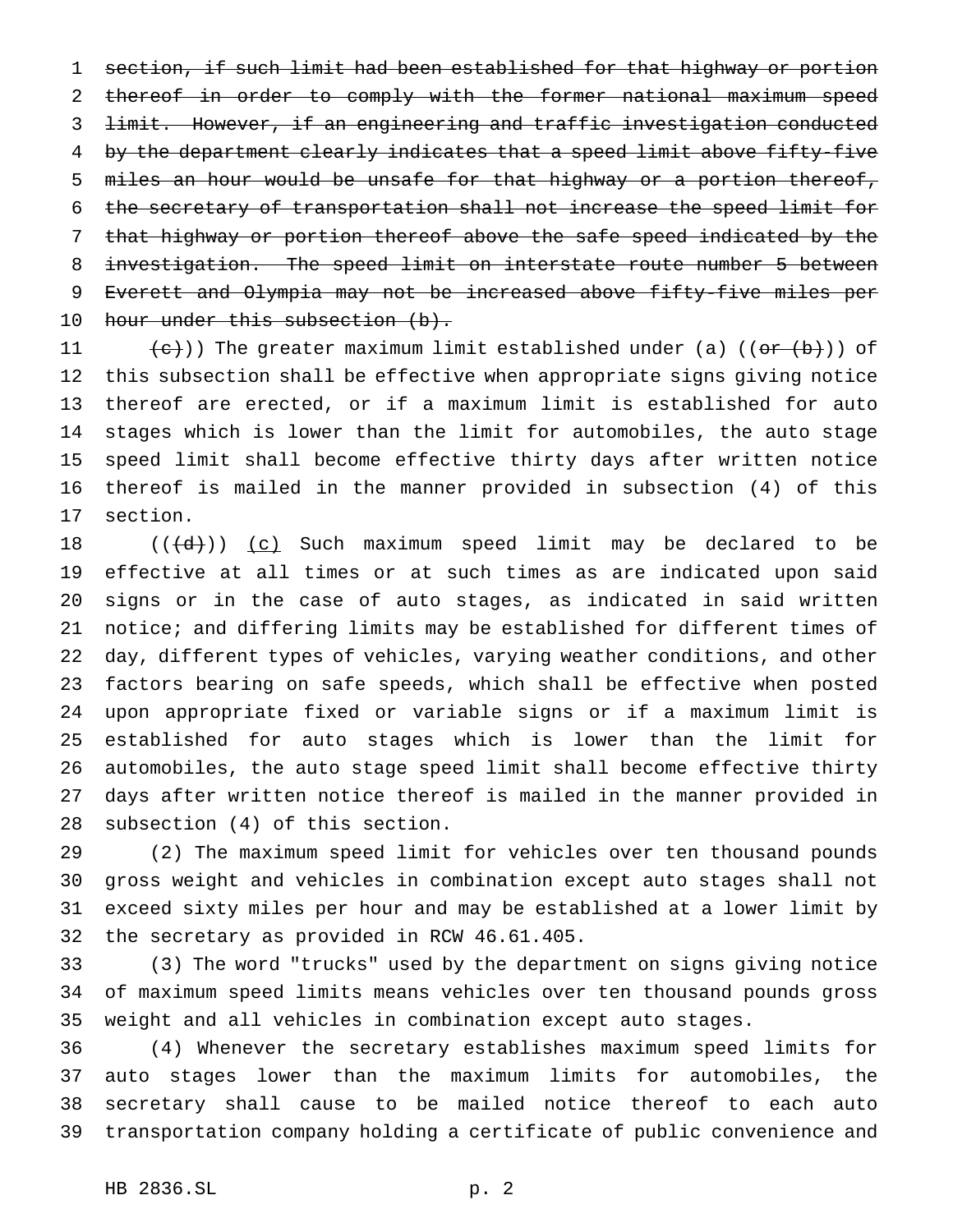~~section, if such limit had been established for that highway or portion thereof in order to comply with the former national maximum speed limit. However, if an engineering and traffic investigation conducted by the department clearly indicates that a speed limit above fifty-five miles an hour would be unsafe for that highway or a portion thereof, the secretary of transportation shall not increase the speed limit for that highway or portion thereof above the safe speed indicated by the investigation. The speed limit on interstate route number 5 between Everett and Olympia may not be increased above fifty-five miles per hour under this subsection (b).~~

~~(c)~~)) The greater maximum limit established under (a) ((~~or (b)~~)) of this subsection shall be effective when appropriate signs giving notice thereof are erected, or if a maximum limit is established for auto stages which is lower than the limit for automobiles, the auto stage speed limit shall become effective thirty days after written notice thereof is mailed in the manner provided in subsection (4) of this section.

((~~(d)~~)) <u>(c)</u> Such maximum speed limit may be declared to be effective at all times or at such times as are indicated upon said signs or in the case of auto stages, as indicated in said written notice; and differing limits may be established for different times of day, different types of vehicles, varying weather conditions, and other factors bearing on safe speeds, which shall be effective when posted upon appropriate fixed or variable signs or if a maximum limit is established for auto stages which is lower than the limit for automobiles, the auto stage speed limit shall become effective thirty days after written notice thereof is mailed in the manner provided in subsection (4) of this section.

(2) The maximum speed limit for vehicles over ten thousand pounds gross weight and vehicles in combination except auto stages shall not exceed sixty miles per hour and may be established at a lower limit by the secretary as provided in RCW 46.61.405.

(3) The word "trucks" used by the department on signs giving notice of maximum speed limits means vehicles over ten thousand pounds gross weight and all vehicles in combination except auto stages.

(4) Whenever the secretary establishes maximum speed limits for auto stages lower than the maximum limits for automobiles, the secretary shall cause to be mailed notice thereof to each auto transportation company holding a certificate of public convenience and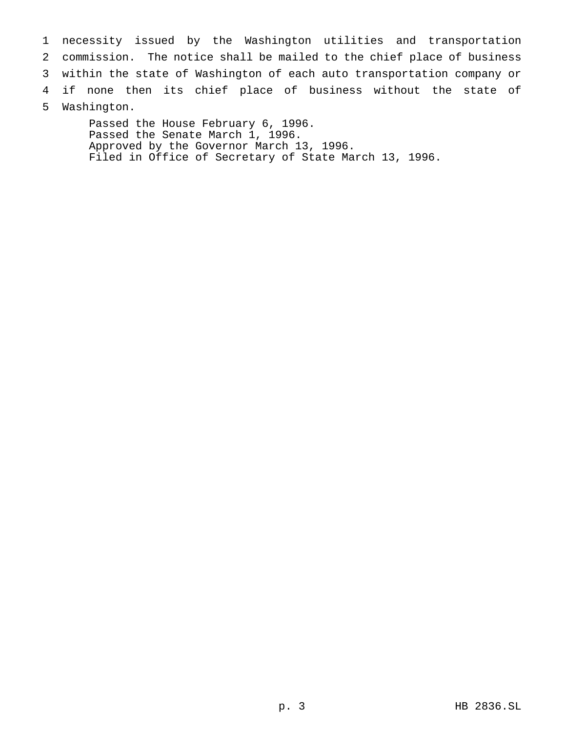necessity issued by the Washington utilities and transportation commission. The notice shall be mailed to the chief place of business within the state of Washington of each auto transportation company or if none then its chief place of business without the state of Washington.

Passed the House February 6, 1996.
Passed the Senate March 1, 1996.
Approved by the Governor March 13, 1996.
Filed in Office of Secretary of State March 13, 1996.